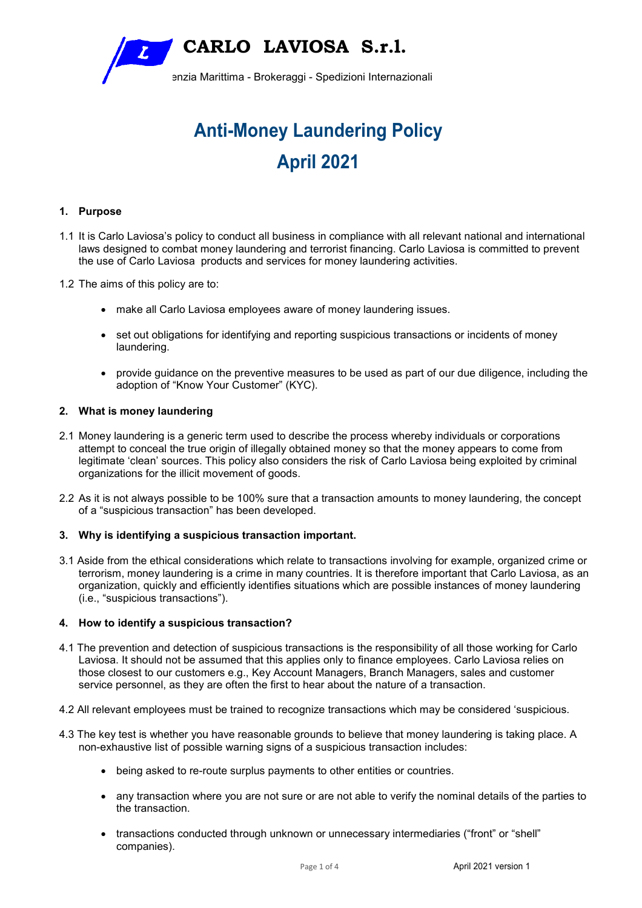**CARLO LAVIOSA S.r.l.**

enzia Marittima - Brokeraggi - Spedizioni Internazionali

# Anti-Money Laundering Policy
# April 2021

## 1. Purpose

1.1 It is Carlo Laviosa's policy to conduct all business in compliance with all relevant national and international laws designed to combat money laundering and terrorist financing. Carlo Laviosa is committed to prevent the use of Carlo Laviosa products and services for money laundering activities.

1.2 The aims of this policy are to:

- make all Carlo Laviosa employees aware of money laundering issues.
- set out obligations for identifying and reporting suspicious transactions or incidents of money laundering.
- provide guidance on the preventive measures to be used as part of our due diligence, including the adoption of "Know Your Customer" (KYC).

## 2. What is money laundering

2.1 Money laundering is a generic term used to describe the process whereby individuals or corporations attempt to conceal the true origin of illegally obtained money so that the money appears to come from legitimate 'clean' sources. This policy also considers the risk of Carlo Laviosa being exploited by criminal organizations for the illicit movement of goods.

2.2 As it is not always possible to be 100% sure that a transaction amounts to money laundering, the concept of a "suspicious transaction" has been developed.

## 3. Why is identifying a suspicious transaction important.

3.1 Aside from the ethical considerations which relate to transactions involving for example, organized crime or terrorism, money laundering is a crime in many countries. It is therefore important that Carlo Laviosa, as an organization, quickly and efficiently identifies situations which are possible instances of money laundering (i.e., "suspicious transactions").

## 4. How to identify a suspicious transaction?

4.1 The prevention and detection of suspicious transactions is the responsibility of all those working for Carlo Laviosa. It should not be assumed that this applies only to finance employees. Carlo Laviosa relies on those closest to our customers e.g., Key Account Managers, Branch Managers, sales and customer service personnel, as they are often the first to hear about the nature of a transaction.

4.2 All relevant employees must be trained to recognize transactions which may be considered 'suspicious.

4.3 The key test is whether you have reasonable grounds to believe that money laundering is taking place. A non-exhaustive list of possible warning signs of a suspicious transaction includes:

- being asked to re-route surplus payments to other entities or countries.
- any transaction where you are not sure or are not able to verify the nominal details of the parties to the transaction.
- transactions conducted through unknown or unnecessary intermediaries ("front" or "shell" companies).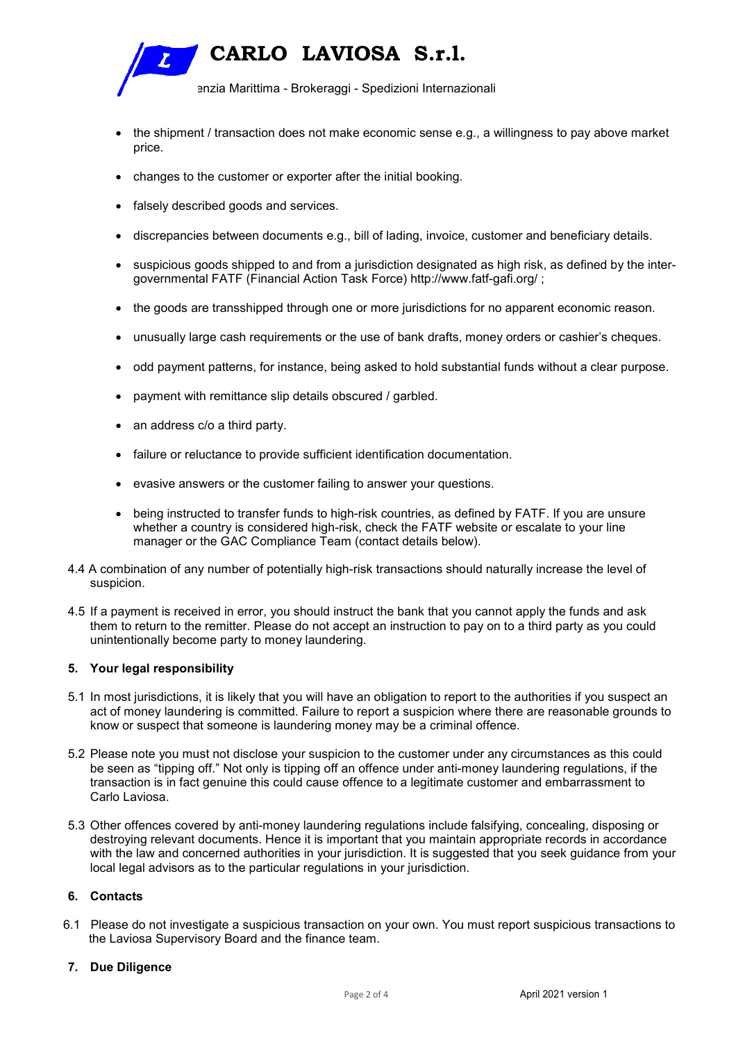- the shipment / transaction does not make economic sense e.g., a willingness to pay above market price.
- changes to the customer or exporter after the initial booking.
- falsely described goods and services.
- discrepancies between documents e.g., bill of lading, invoice, customer and beneficiary details.
- suspicious goods shipped to and from a jurisdiction designated as high risk, as defined by the inter-governmental FATF (Financial Action Task Force) http://www.fatf-gafi.org/ ;
- the goods are transshipped through one or more jurisdictions for no apparent economic reason.
- unusually large cash requirements or the use of bank drafts, money orders or cashier's cheques.
- odd payment patterns, for instance, being asked to hold substantial funds without a clear purpose.
- payment with remittance slip details obscured / garbled.
- an address c/o a third party.
- failure or reluctance to provide sufficient identification documentation.
- evasive answers or the customer failing to answer your questions.
- being instructed to transfer funds to high-risk countries, as defined by FATF. If you are unsure whether a country is considered high-risk, check the FATF website or escalate to your line manager or the GAC Compliance Team (contact details below).

4.4 A combination of any number of potentially high-risk transactions should naturally increase the level of suspicion.

4.5 If a payment is received in error, you should instruct the bank that you cannot apply the funds and ask them to return to the remitter. Please do not accept an instruction to pay on to a third party as you could unintentionally become party to money laundering.

## 5. Your legal responsibility

5.1 In most jurisdictions, it is likely that you will have an obligation to report to the authorities if you suspect an act of money laundering is committed. Failure to report a suspicion where there are reasonable grounds to know or suspect that someone is laundering money may be a criminal offence.

5.2 Please note you must not disclose your suspicion to the customer under any circumstances as this could be seen as "tipping off." Not only is tipping off an offence under anti-money laundering regulations, if the transaction is in fact genuine this could cause offence to a legitimate customer and embarrassment to Carlo Laviosa.

5.3 Other offences covered by anti-money laundering regulations include falsifying, concealing, disposing or destroying relevant documents. Hence it is important that you maintain appropriate records in accordance with the law and concerned authorities in your jurisdiction. It is suggested that you seek guidance from your local legal advisors as to the particular regulations in your jurisdiction.

## 6. Contacts

6.1 Please do not investigate a suspicious transaction on your own. You must report suspicious transactions to the Laviosa Supervisory Board and the finance team.

## 7. Due Diligence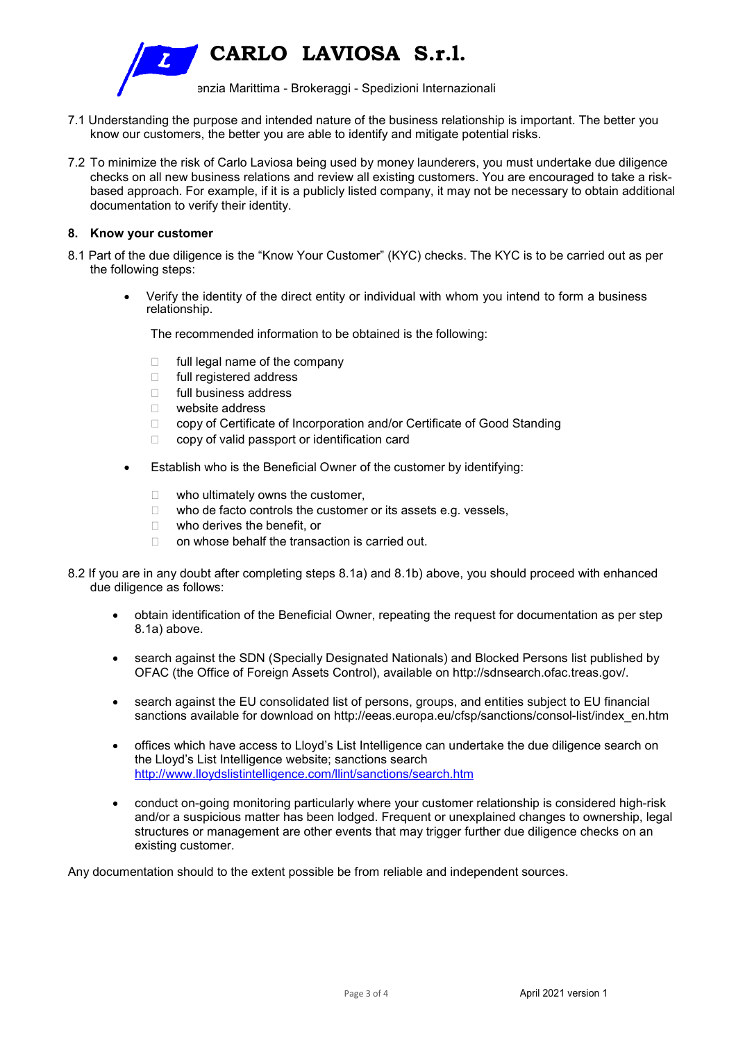7.1 Understanding the purpose and intended nature of the business relationship is important. The better you know our customers, the better you are able to identify and mitigate potential risks.

7.2 To minimize the risk of Carlo Laviosa being used by money launderers, you must undertake due diligence checks on all new business relations and review all existing customers. You are encouraged to take a risk-based approach. For example, if it is a publicly listed company, it may not be necessary to obtain additional documentation to verify their identity.

## 8. Know your customer

8.1 Part of the due diligence is the "Know Your Customer" (KYC) checks. The KYC is to be carried out as per the following steps:

- Verify the identity of the direct entity or individual with whom you intend to form a business relationship.

  The recommended information to be obtained is the following:

  - full legal name of the company
  - full registered address
  - full business address
  - website address
  - copy of Certificate of Incorporation and/or Certificate of Good Standing
  - copy of valid passport or identification card

- Establish who is the Beneficial Owner of the customer by identifying:

  - who ultimately owns the customer,
  - who de facto controls the customer or its assets e.g. vessels,
  - who derives the benefit, or
  - on whose behalf the transaction is carried out.

8.2 If you are in any doubt after completing steps 8.1a) and 8.1b) above, you should proceed with enhanced due diligence as follows:

- obtain identification of the Beneficial Owner, repeating the request for documentation as per step 8.1a) above.

- search against the SDN (Specially Designated Nationals) and Blocked Persons list published by OFAC (the Office of Foreign Assets Control), available on http://sdnsearch.ofac.treas.gov/.

- search against the EU consolidated list of persons, groups, and entities subject to EU financial sanctions available for download on http://eeas.europa.eu/cfsp/sanctions/consol-list/index_en.htm

- offices which have access to Lloyd's List Intelligence can undertake the due diligence search on the Lloyd's List Intelligence website; sanctions search http://www.lloydslistintelligence.com/llint/sanctions/search.htm

- conduct on-going monitoring particularly where your customer relationship is considered high-risk and/or a suspicious matter has been lodged. Frequent or unexplained changes to ownership, legal structures or management are other events that may trigger further due diligence checks on an existing customer.

Any documentation should to the extent possible be from reliable and independent sources.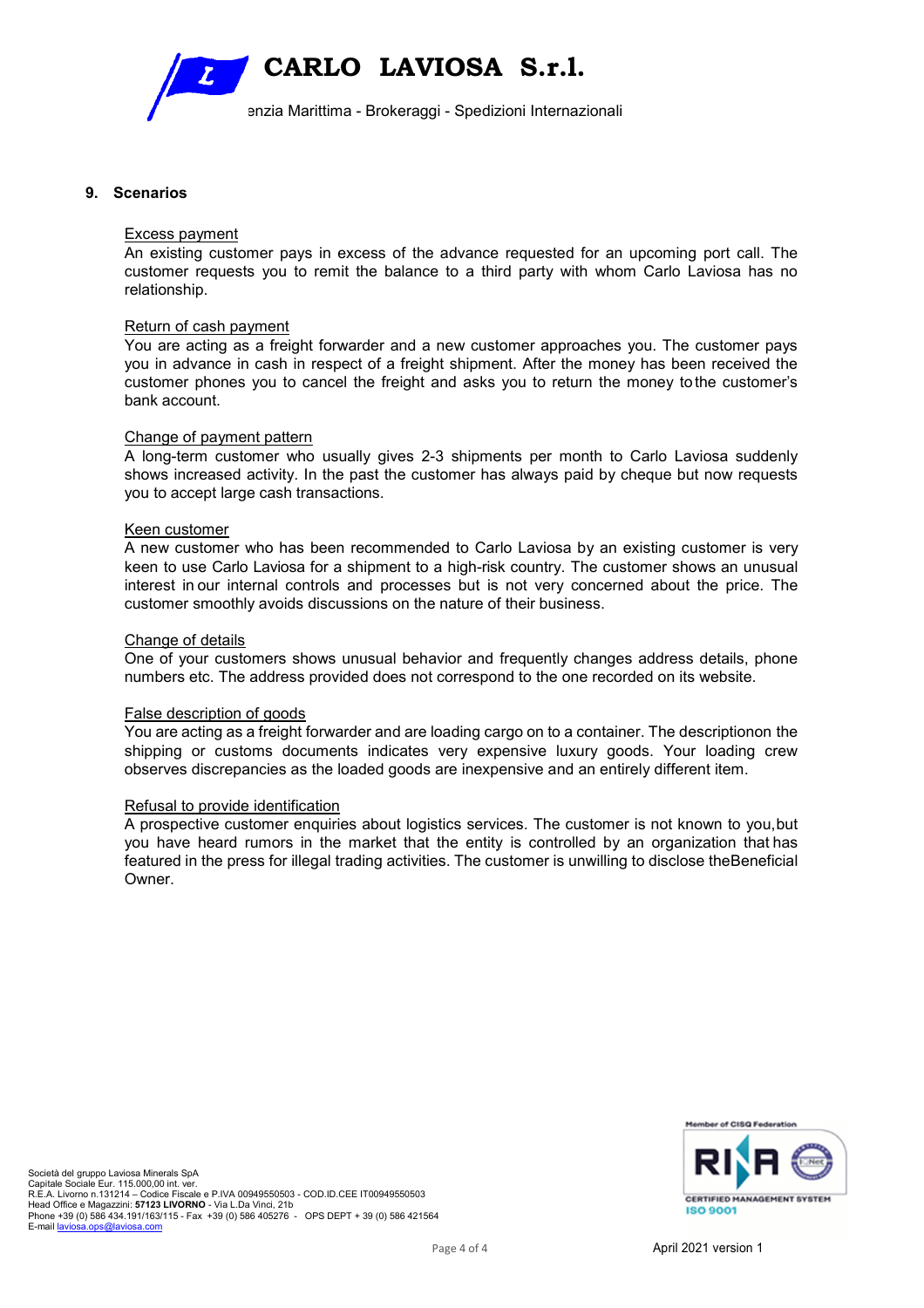## 9. Scenarios

### Excess payment

An existing customer pays in excess of the advance requested for an upcoming port call. The customer requests you to remit the balance to a third party with whom Carlo Laviosa has no relationship.

### Return of cash payment

You are acting as a freight forwarder and a new customer approaches you. The customer pays you in advance in cash in respect of a freight shipment. After the money has been received the customer phones you to cancel the freight and asks you to return the money to the customer's bank account.

### Change of payment pattern

A long-term customer who usually gives 2-3 shipments per month to Carlo Laviosa suddenly shows increased activity. In the past the customer has always paid by cheque but now requests you to accept large cash transactions.

### Keen customer

A new customer who has been recommended to Carlo Laviosa by an existing customer is very keen to use Carlo Laviosa for a shipment to a high-risk country. The customer shows an unusual interest in our internal controls and processes but is not very concerned about the price. The customer smoothly avoids discussions on the nature of their business.

### Change of details

One of your customers shows unusual behavior and frequently changes address details, phone numbers etc. The address provided does not correspond to the one recorded on its website.

### False description of goods

You are acting as a freight forwarder and are loading cargo on to a container. The description on the shipping or customs documents indicates very expensive luxury goods. Your loading crew observes discrepancies as the loaded goods are inexpensive and an entirely different item.

### Refusal to provide identification

A prospective customer enquiries about logistics services. The customer is not known to you, but you have heard rumors in the market that the entity is controlled by an organization that has featured in the press for illegal trading activities. The customer is unwilling to disclose the Beneficial Owner.